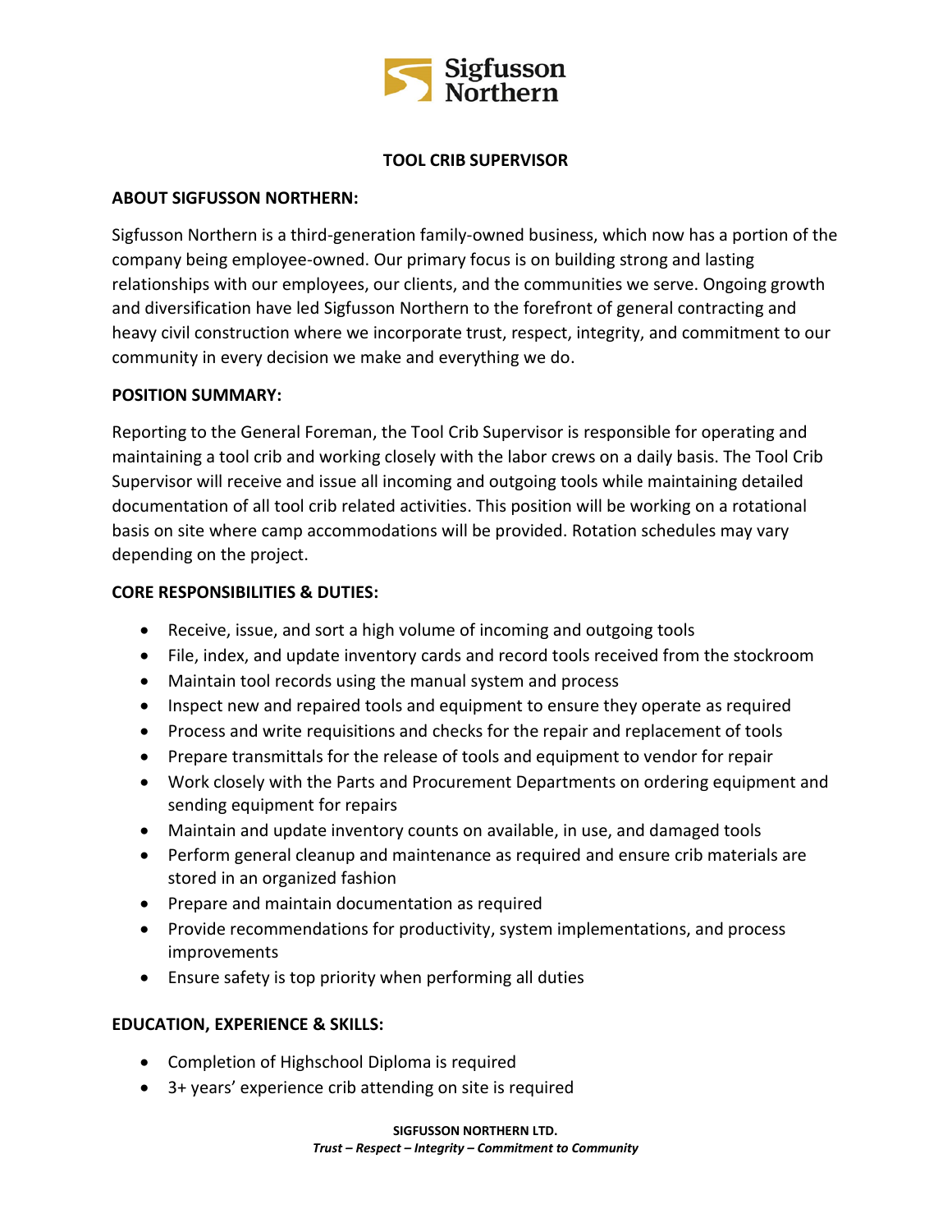# TOOL CRIB SUPERVISOR

## ABOUT SIGFUSSON NORTHERN:

Sigfusson Northern is a third-generation family-owned business, which now has a portion of the company being employee-owned. Our primary focus is on building strong and lasting relationships with our employees, our clients, and the communities we serve. Ongoing growth and diversification have led Sigfusson Northern to the forefront of general contracting and heavy civil construction where we incorporate trust, respect, integrity, and commitment to our community in every decision we make and everything we do.

## POSITION SUMMARY:

Reporting to the General Foreman, the Tool Crib Supervisor is responsible for operating and maintaining a tool crib and working closely with the labor crews on a daily basis. The Tool Crib Supervisor will receive and issue all incoming and outgoing tools while maintaining detailed documentation of all tool crib related activities. This position will be working on a rotational basis on site where camp accommodations will be provided. Rotation schedules may vary depending on the project.

## CORE RESPONSIBILITIES & DUTIES:

- Receive, issue, and sort a high volume of incoming and outgoing tools
- File, index, and update inventory cards and record tools received from the stockroom
- Maintain tool records using the manual system and process
- Inspect new and repaired tools and equipment to ensure they operate as required
- Process and write requisitions and checks for the repair and replacement of tools
- Prepare transmittals for the release of tools and equipment to vendor for repair
- Work closely with the Parts and Procurement Departments on ordering equipment and sending equipment for repairs
- Maintain and update inventory counts on available, in use, and damaged tools
- Perform general cleanup and maintenance as required and ensure crib materials are stored in an organized fashion
- Prepare and maintain documentation as required
- Provide recommendations for productivity, system implementations, and process improvements
- Ensure safety is top priority when performing all duties

## EDUCATION, EXPERIENCE & SKILLS:

- Completion of Highschool Diploma is required
- 3+ years' experience crib attending on site is required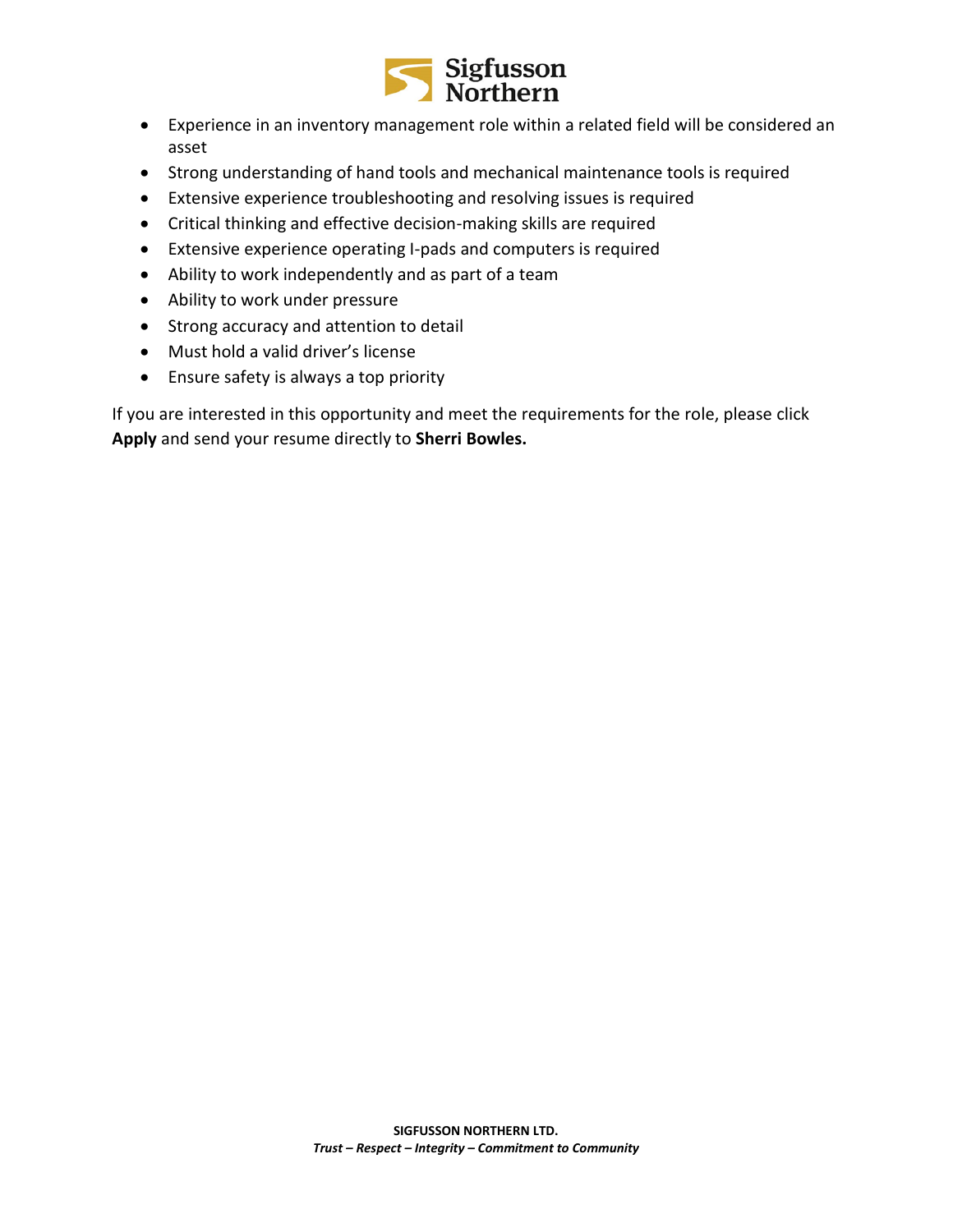- Experience in an inventory management role within a related field will be considered an asset
- Strong understanding of hand tools and mechanical maintenance tools is required
- Extensive experience troubleshooting and resolving issues is required
- Critical thinking and effective decision-making skills are required
- Extensive experience operating I-pads and computers is required
- Ability to work independently and as part of a team
- Ability to work under pressure
- Strong accuracy and attention to detail
- Must hold a valid driver's license
- Ensure safety is always a top priority

If you are interested in this opportunity and meet the requirements for the role, please click **Apply** and send your resume directly to **Sherri Bowles.**